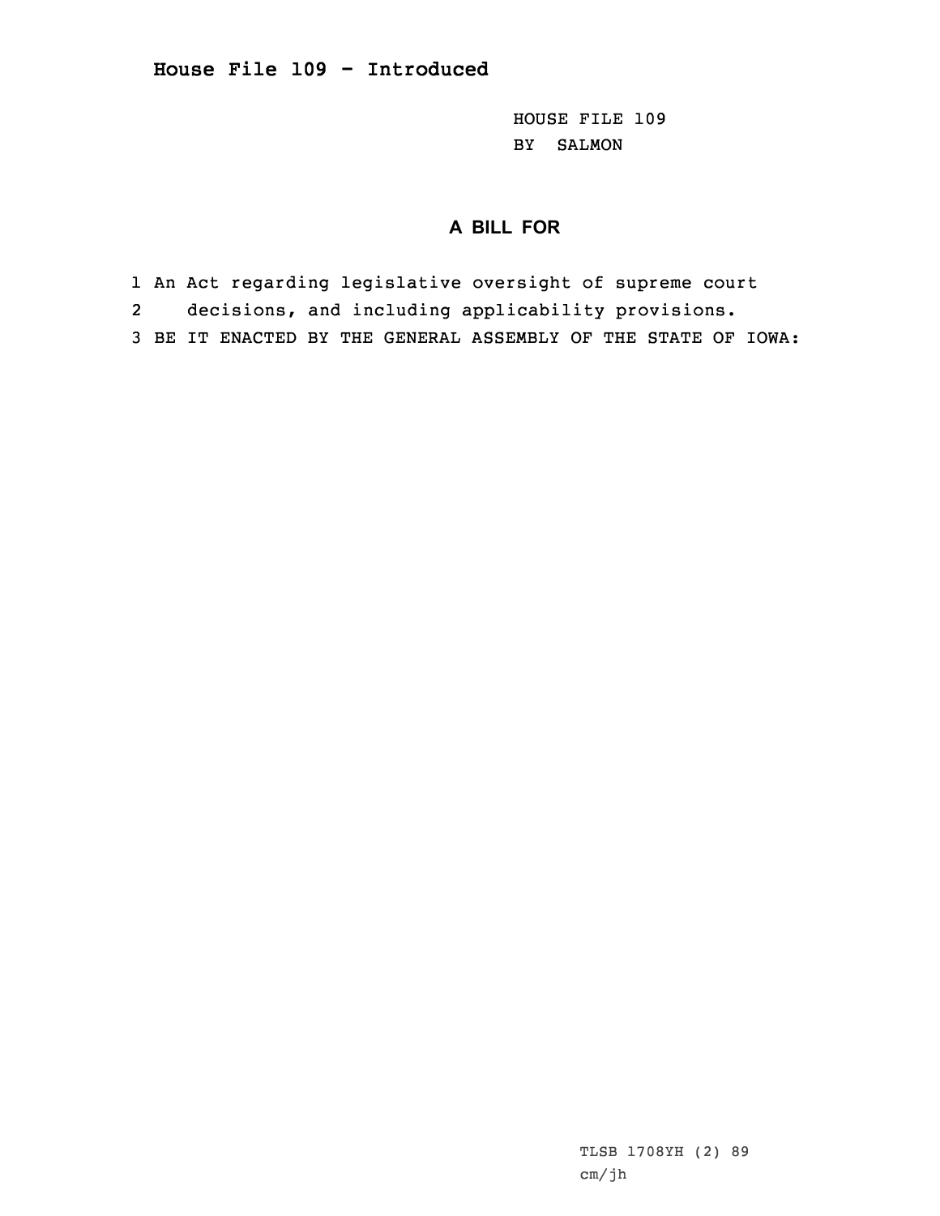## House File 109 - Introduced

HOUSE FILE 109
BY SALMON

### A BILL FOR

1 An Act regarding legislative oversight of supreme court
2 decisions, and including applicability provisions.
3 BE IT ENACTED BY THE GENERAL ASSEMBLY OF THE STATE OF IOWA:

TLSB 1708YH (2) 89
cm/jh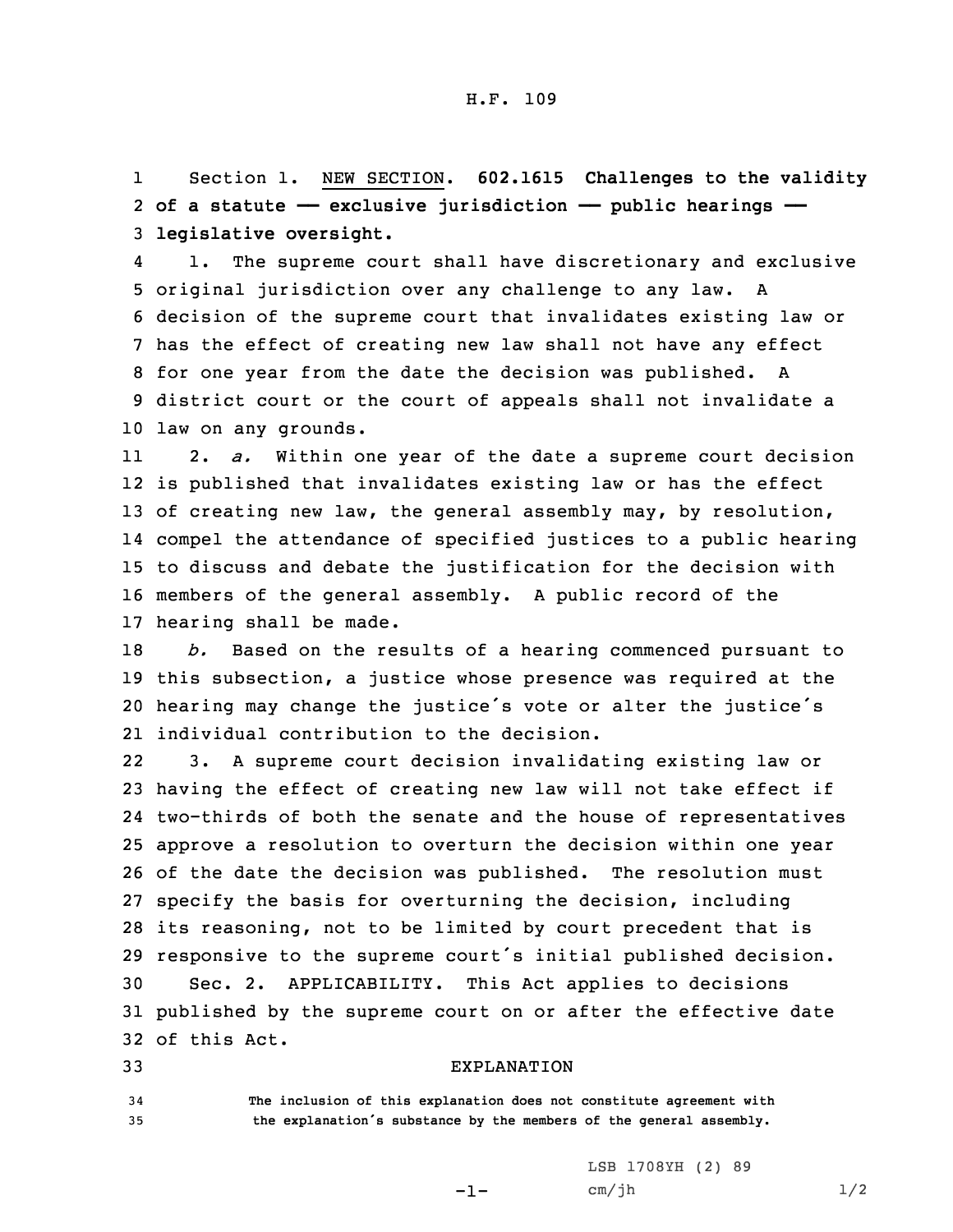H.F. 109

Section 1. NEW SECTION. **602.1615 Challenges to the validity of a statute —— exclusive jurisdiction —— public hearings —— legislative oversight.**

1. The supreme court shall have discretionary and exclusive original jurisdiction over any challenge to any law. A decision of the supreme court that invalidates existing law or has the effect of creating new law shall not have any effect for one year from the date the decision was published. A district court or the court of appeals shall not invalidate a law on any grounds.

2. *a.* Within one year of the date a supreme court decision is published that invalidates existing law or has the effect of creating new law, the general assembly may, by resolution, compel the attendance of specified justices to a public hearing to discuss and debate the justification for the decision with members of the general assembly. A public record of the hearing shall be made.

*b.* Based on the results of a hearing commenced pursuant to this subsection, a justice whose presence was required at the hearing may change the justice's vote or alter the justice's individual contribution to the decision.

3. A supreme court decision invalidating existing law or having the effect of creating new law will not take effect if two-thirds of both the senate and the house of representatives approve a resolution to overturn the decision within one year of the date the decision was published. The resolution must specify the basis for overturning the decision, including its reasoning, not to be limited by court precedent that is responsive to the supreme court's initial published decision.

Sec. 2. APPLICABILITY. This Act applies to decisions published by the supreme court on or after the effective date of this Act.

EXPLANATION

**The inclusion of this explanation does not constitute agreement with the explanation's substance by the members of the general assembly.**

LSB 1708YH (2) 89
cm/jh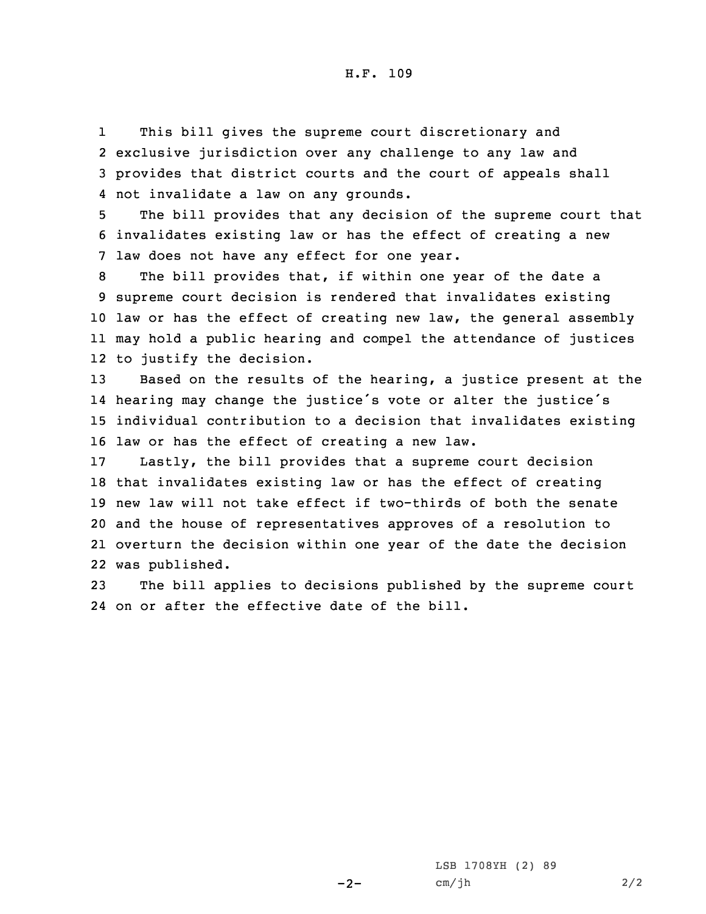This bill gives the supreme court discretionary and exclusive jurisdiction over any challenge to any law and provides that district courts and the court of appeals shall not invalidate a law on any grounds.

The bill provides that any decision of the supreme court that invalidates existing law or has the effect of creating a new law does not have any effect for one year.

The bill provides that, if within one year of the date a supreme court decision is rendered that invalidates existing law or has the effect of creating new law, the general assembly may hold a public hearing and compel the attendance of justices to justify the decision.

Based on the results of the hearing, a justice present at the hearing may change the justice's vote or alter the justice's individual contribution to a decision that invalidates existing law or has the effect of creating a new law.

Lastly, the bill provides that a supreme court decision that invalidates existing law or has the effect of creating new law will not take effect if two-thirds of both the senate and the house of representatives approves of a resolution to overturn the decision within one year of the date the decision was published.

The bill applies to decisions published by the supreme court on or after the effective date of the bill.

LSB 1708YH (2) 89
cm/jh